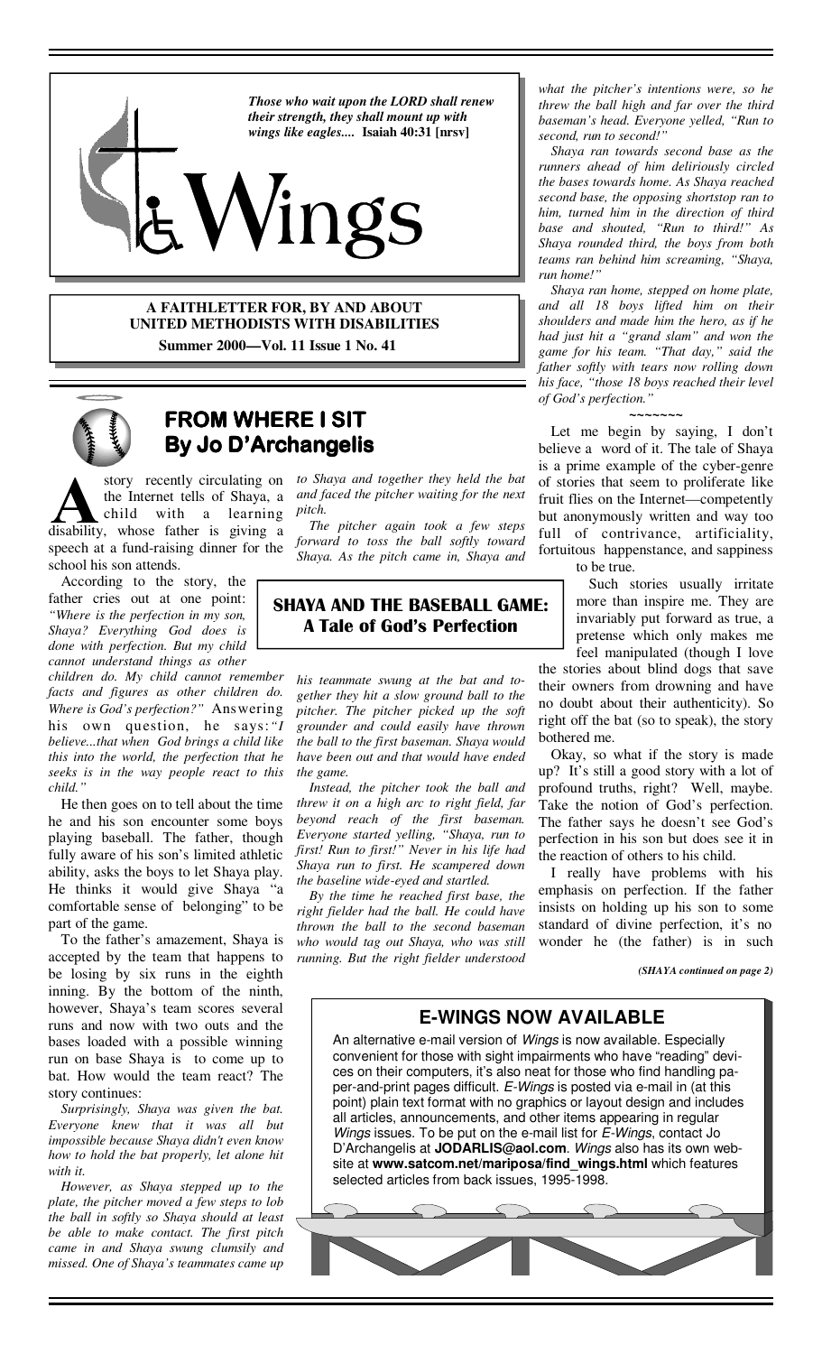*Those who wait upon the LORD shall renew their strength, they shall mount up with wings like eagles....* **Isaiah 40:31 [nrsv]**

# Wings

**A FAITHLETTER FOR, BY AND ABOUT UNITED METHODISTS WITH DISABILITIES**

**Summer 2000—Vol. 11 Issue 1 No. 41**

## FROM WHERE I SIT
### By Jo D'Archangelis

A story recently circulating on the Internet tells of Shaya, a child with a learning disability, whose father is giving a speech at a fund-raising dinner for the school his son attends.

According to the story, the father cries out at one point: *"Where is the perfection in my son, Shaya? Everything God does is done with perfection. But my child cannot understand things as other children do. My child cannot remember facts and figures as other children do. Where is God's perfection?"* Answering his own question, he says: *"I believe...that when God brings a child like this into the world, the perfection that he seeks is in the way people react to this child."*

He then goes on to tell about the time he and his son encounter some boys playing baseball. The father, though fully aware of his son's limited athletic ability, asks the boys to let Shaya play. He thinks it would give Shaya "a comfortable sense of belonging" to be part of the game.

To the father's amazement, Shaya is accepted by the team that happens to be losing by six runs in the eighth inning. By the bottom of the ninth, however, Shaya's team scores several runs and now with two outs and the bases loaded with a possible winning run on base Shaya is to come up to bat. How would the team react? The story continues:

### SHAYA AND THE BASEBALL GAME: A Tale of God's Perfection

*Surprisingly, Shaya was given the bat. Everyone knew that it was all but impossible because Shaya didn't even know how to hold the bat properly, let alone hit with it.*

*However, as Shaya stepped up to the plate, the pitcher moved a few steps to lob the ball in softly so Shaya should at least be able to make contact. The first pitch came in and Shaya swung clumsily and missed. One of Shaya's teammates came up to Shaya and together they held the bat and faced the pitcher waiting for the next pitch.*

*The pitcher again took a few steps forward to toss the ball softly toward Shaya. As the pitch came in, Shaya and his teammate swung at the bat and together they hit a slow ground ball to the pitcher. The pitcher picked up the soft grounder and could easily have thrown the ball to the first baseman. Shaya would have been out and that would have ended the game.*

*Instead, the pitcher took the ball and threw it on a high arc to right field, far beyond reach of the first baseman. Everyone started yelling, "Shaya, run to first! Run to first!" Never in his life had Shaya run to first. He scampered down the baseline wide-eyed and startled.*

*By the time he reached first base, the right fielder had the ball. He could have thrown the ball to the second baseman who would tag out Shaya, who was still running. But the right fielder understood what the pitcher's intentions were, so he threw the ball high and far over the third baseman's head. Everyone yelled, "Run to second, run to second!"*

*Shaya ran towards second base as the runners ahead of him deliriously circled the bases towards home. As Shaya reached second base, the opposing shortstop ran to him, turned him in the direction of third base and shouted, "Run to third!" As Shaya rounded third, the boys from both teams ran behind him screaming, "Shaya, run home!"*

*Shaya ran home, stepped on home plate, and all 18 boys lifted him on their shoulders and made him the hero, as if he had just hit a "grand slam" and won the game for his team. "That day," said the father softly with tears now rolling down his face, "those 18 boys reached their level of God's perfection."*

~~~~~~~

Let me begin by saying, I don't believe a word of it. The tale of Shaya is a prime example of the cyber-genre of stories that seem to proliferate like fruit flies on the Internet—competently but anonymously written and way too full of contrivance, artificiality, fortuitous happenstance, and sappiness to be true.

Such stories usually irritate more than inspire me. They are invariably put forward as true, a pretense which only makes me feel manipulated (though I love the stories about blind dogs that save their owners from drowning and have no doubt about their authenticity). So right off the bat (so to speak), the story bothered me.

Okay, so what if the story is made up? It's still a good story with a lot of profound truths, right? Well, maybe. Take the notion of God's perfection. The father says he doesn't see God's perfection in his son but does see it in the reaction of others to his child.

I really have problems with his emphasis on perfection. If the father insists on holding up his son to some standard of divine perfection, it's no wonder he (the father) is in such

*(SHAYA continued on page 2)*

## E-WINGS NOW AVAILABLE

An alternative e-mail version of *Wings* is now available. Especially convenient for those with sight impairments who have "reading" devices on their computers, it's also neat for those who find handling paper-and-print pages difficult. *E-Wings* is posted via e-mail in (at this point) plain text format with no graphics or layout design and includes all articles, announcements, and other items appearing in regular *Wings* issues. To be put on the e-mail list for *E-Wings*, contact Jo D'Archangelis at **JODARLIS@aol.com**. *Wings* also has its own website at **www.satcom.net/mariposa/find_wings.html** which features selected articles from back issues, 1995-1998.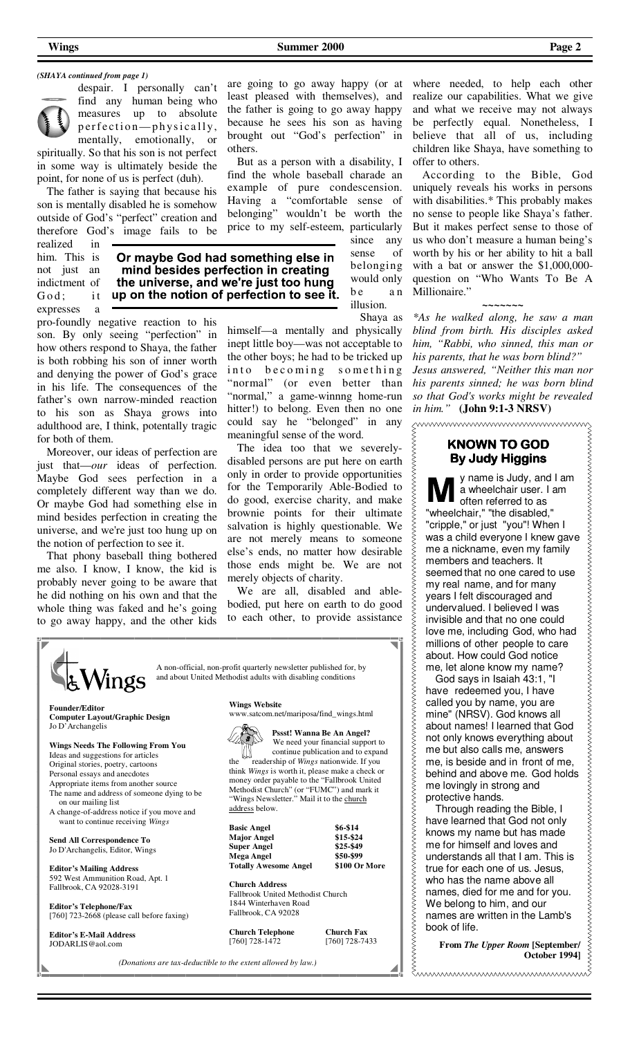*(SHAYA continued from page 1)*

despair. I personally can't find any human being who measures up to absolute perfection—physically, mentally, emotionally, or spiritually. So that his son is not perfect in some way is ultimately beside the point, for none of us is perfect (duh).

The father is saying that because his son is mentally disabled he is somehow outside of God's "perfect" creation and therefore God's image fails to be realized in him. This is not just an indictment of God; it expresses a pro-foundly negative reaction to his son. By only seeing "perfection" in how others respond to Shaya, the father is both robbing his son of inner worth and denying the power of God's grace in his life. The consequences of the father's own narrow-minded reaction to his son as Shaya grows into adulthood are, I think, potentially tragic for both of them.

Moreover, our ideas of perfection are just that—*our* ideas of perfection. Maybe God sees perfection in a completely different way than we do. Or maybe God had something else in mind besides perfection in creating the universe, and we're just too hung up on the notion of perfection to see it.

That phony baseball thing bothered me also. I know, I know, the kid is probably never going to be aware that he did nothing on his own and that the whole thing was faked and he's going to go away happy, and the other kids are going to go away happy (or at least pleased with themselves), and the father is going to go away happy because he sees his son as having brought out "God's perfection" in others.

But as a person with a disability, I find the whole baseball charade an example of pure condescension. Having a "comfortable sense of belonging" wouldn't be worth the price to my self-esteem, particularly since any sense of belonging would only be an illusion.

**Or maybe God had something else in mind besides perfection in creating the universe, and we're just too hung up on the notion of perfection to see it.**

Shaya as himself—a mentally and physically inept little boy—was not acceptable to the other boys; he had to be tricked up into becoming something "normal" (or even better than "normal," a game-winnng home-run hitter!) to belong. Even then no one could say he "belonged" in any meaningful sense of the word.

The idea too that we severely-disabled persons are put here on earth only in order to provide opportunities for the Temporarily Able-Bodied to do good, exercise charity, and make brownie points for their ultimate salvation is highly questionable. We are not merely means to someone else's ends, no matter how desirable those ends might be. We are not merely objects of charity.

We are all, disabled and able-bodied, put here on earth to do good to each other, to provide assistance where needed, to help each other realize our capabilities. What we give and what we receive may not always be perfectly equal. Nonetheless, I believe that all of us, including children like Shaya, have something to offer to others.

According to the Bible, God uniquely reveals his works in persons with disabilities.* This probably makes no sense to people like Shaya's father. But it makes perfect sense to those of us who don't measure a human being's worth by his or her ability to hit a ball with a bat or answer the $1,000,000-question on "Who Wants To Be A Millionaire."

~~~~~~~

**As he walked along, he saw a man blind from birth. His disciples asked him, "Rabbi, who sinned, this man or his parents, that he was born blind?" Jesus answered, "Neither this man nor his parents sinned; he was born blind so that God's works might be revealed in him."* **(John 9:1-3 NRSV)**

## KNOWN TO GOD
### By Judy Higgins

My name is Judy, and I am a wheelchair user. I am often referred to as "wheelchair," "the disabled," "cripple," or just "you"! When I was a child everyone I knew gave me a nickname, even my family members and teachers. It seemed that no one cared to use my real name, and for many years I felt discouraged and undervalued. I believed I was invisible and that no one could love me, including God, who had millions of other people to care about. How could God notice me, let alone know my name?

God says in Isaiah 43:1, "I have redeemed you, I have called you by name, you are mine" (NRSV). God knows all about names! I learned that God not only knows everything about me but also calls me, answers me, is beside and in front of me, behind and above me. God holds me lovingly in strong and protective hands.

Through reading the Bible, I have learned that God not only knows my name but has made me for himself and loves and understands all that I am. This is true for each one of us. Jesus, who has the name above all names, died for me and for you. We belong to him, and our names are written in the Lamb's book of life.

**From *The Upper Room* [September/ October 1994]**

---

## Wings

A non-official, non-profit quarterly newsletter published for, by and about United Methodist adults with disabling conditions

**Founder/Editor**
**Computer Layout/Graphic Design**
Jo D'Archangelis

**Wings Needs The Following From You**
Ideas and suggestions for articles
Original stories, poetry, cartoons
Personal essays and anecdotes
Appropriate items from another source
The name and address of someone dying to be on our mailing list
A change-of-address notice if you move and want to continue receiving *Wings*

**Send All Correspondence To**
Jo D'Archangelis, Editor, Wings

**Editor's Mailing Address**
592 West Ammunition Road, Apt. 1
Fallbrook, CA 92028-3191

**Editor's Telephone/Fax**
[760] 723-2668 (please call before faxing)

**Editor's E-Mail Address**
JODARLIS@aol.com

**Wings Website**
www.satcom.net/mariposa/find_wings.html

**Pssst! Wanna Be An Angel?**
We need your financial support to continue publication and to expand the readership of *Wings* nationwide. If you think *Wings* is worth it, please make a check or money order payable to the "Fallbrook United Methodist Church" (or "FUMC") and mark it "Wings Newsletter." Mail it to the church address below.

| | |
|---|---|
| **Basic Angel** | **$6-$14** |
| **Major Angel** | **$15-$24** |
| **Super Angel** | **$25-$49** |
| **Mega Angel** | **$50-$99** |
| **Totally Awesome Angel** | **$100 Or More** |

**Church Address**
Fallbrook United Methodist Church
1844 Winterhaven Road
Fallbrook, CA 92028

**Church Telephone** [760] 728-1472
**Church Fax** [760] 728-7433

*(Donations are tax-deductible to the extent allowed by law.)*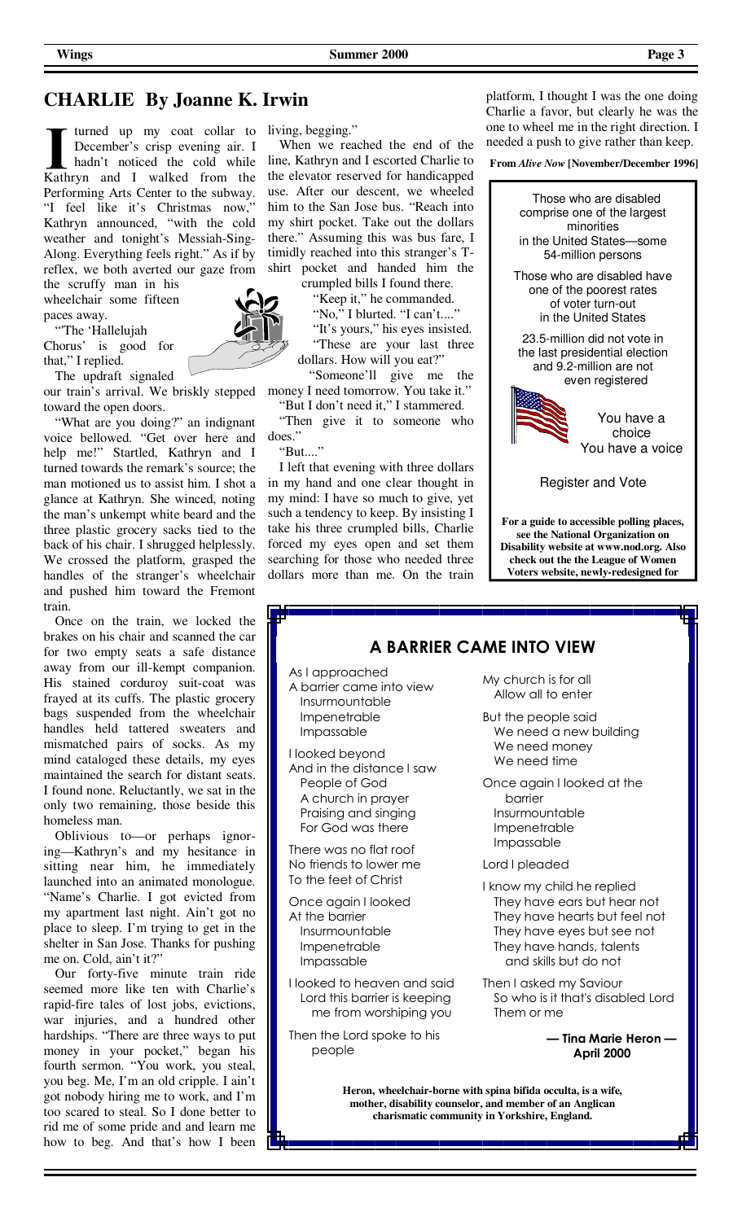## CHARLIE By Joanne K. Irwin

I turned up my coat collar to December's crisp evening air. I hadn't noticed the cold while Kathryn and I walked from the Performing Arts Center to the subway. "I feel like it's Christmas now," Kathryn announced, "with the cold weather and tonight's Messiah-Sing-Along. Everything feels right." As if by reflex, we both averted our gaze from the scruffy man in his wheelchair some fifteen paces away.

"'The 'Hallelujah Chorus' is good for that," I replied.

The updraft signaled our train's arrival. We briskly stepped toward the open doors.

"What are you doing?" an indignant voice bellowed. "Get over here and help me!" Startled, Kathryn and I turned towards the remark's source; the man motioned us to assist him. I shot a glance at Kathryn. She winced, noting the man's unkempt white beard and the three plastic grocery sacks tied to the back of his chair. I shrugged helplessly. We crossed the platform, grasped the handles of the stranger's wheelchair and pushed him toward the Fremont train.

Once on the train, we locked the brakes on his chair and scanned the car for two empty seats a safe distance away from our ill-kempt companion. His stained corduroy suit-coat was frayed at its cuffs. The plastic grocery bags suspended from the wheelchair handles held tattered sweaters and mismatched pairs of socks. As my mind cataloged these details, my eyes maintained the search for distant seats. I found none. Reluctantly, we sat in the only two remaining, those beside this homeless man.

Oblivious to—or perhaps ignoring—Kathryn's and my hesitance in sitting near him, he immediately launched into an animated monologue. "Name's Charlie. I got evicted from my apartment last night. Ain't got no place to sleep. I'm trying to get in the shelter in San Jose. Thanks for pushing me on. Cold, ain't it?"

Our forty-five minute train ride seemed more like ten with Charlie's rapid-fire tales of lost jobs, evictions, war injuries, and a hundred other hardships. "There are three ways to put money in your pocket," began his fourth sermon. "You work, you steal, you beg. Me, I'm an old cripple. I ain't got nobody hiring me to work, and I'm too scared to steal. So I done better to rid me of some pride and and learn me how to beg. And that's how I been living, begging."

When we reached the end of the line, Kathryn and I escorted Charlie to the elevator reserved for handicapped use. After our descent, we wheeled him to the San Jose bus. "Reach into my shirt pocket. Take out the dollars there." Assuming this was bus fare, I timidly reached into this stranger's T-shirt pocket and handed him the crumpled bills I found there.

"Keep it," he commanded.

"No," I blurted. "I can't...."

"It's yours," his eyes insisted.

"These are your last three dollars. How will you eat?"

"Someone'll give me the money I need tomorrow. You take it."

"But I don't need it," I stammered.

"Then give it to someone who does."

"But...."

I left that evening with three dollars in my hand and one clear thought in my mind: I have so much to give, yet such a tendency to keep. By insisting I take his three crumpled bills, Charlie forced my eyes open and set them searching for those who needed three dollars more than me. On the train platform, I thought I was the one doing Charlie a favor, but clearly he was the one to wheel me in the right direction. I needed a push to give rather than keep.

**From *Alive Now* [November/December 1996]**

---

Those who are disabled comprise one of the largest minorities in the United States—some 54-million persons

Those who are disabled have one of the poorest rates of voter turn-out in the United States

23.5-million did not vote in the last presidential election and 9.2-million are not even registered

You have a choice
You have a voice

Register and Vote

**For a guide to accessible polling places, see the National Organization on Disability website at www.nod.org. Also check out the the League of Women Voters website, newly-redesigned for**

---

## A BARRIER CAME INTO VIEW

As I approached
A barrier came into view
Insurmountable
Impenetrable
Impassable

I looked beyond
And in the distance I saw
People of God
A church in prayer
Praising and singing
For God was there

There was no flat roof
No friends to lower me
To the feet of Christ

Once again I looked
At the barrier
Insurmountable
Impenetrable
Impassable

I looked to heaven and said
Lord this barrier is keeping
me from worshiping you

Then the Lord spoke to his
people

My church is for all
Allow all to enter

But the people said
We need a new building
We need money
We need time

Once again I looked at the
barrier
Insurmountable
Impenetrable
Impassable

Lord I pleaded

I know my child he replied
They have ears but hear not
They have hearts but feel not
They have eyes but see not
They have hands, talents
and skills but do not

Then I asked my Saviour
So who is it that's disabled Lord
Them or me

**— Tina Marie Heron —**
**April 2000**

**Heron, wheelchair-borne with spina bifida occulta, is a wife, mother, disability counselor, and member of an Anglican charismatic community in Yorkshire, England.**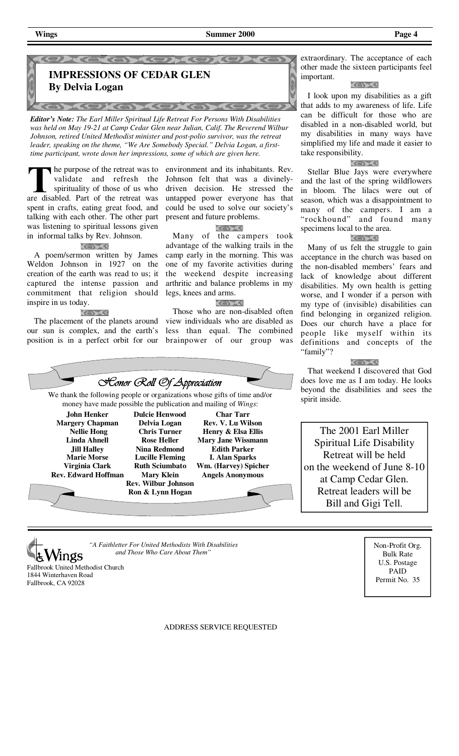## IMPRESSIONS OF CEDAR GLEN
### By Delvia Logan

***Editor's Note:** The Earl Miller Spiritual Life Retreat For Persons With Disabilities was held on May 19-21 at Camp Cedar Glen near Julian, Calif. The Reverend Wilbur Johnson, retired United Methodist minister and post-polio survivor, was the retreat leader, speaking on the theme, "We Are Somebody Special." Delvia Logan, a first-time participant, wrote down her impressions, some of which are given here.*

The purpose of the retreat was to validate and refresh the spirituality of those of us who are disabled. Part of the retreat was spent in crafts, eating great food, and talking with each other. The other part was listening to spiritual lessons given in informal talks by Rev. Johnson.

A poem/sermon written by James Weldon Johnson in 1927 on the creation of the earth was read to us; it captured the intense passion and commitment that religion should inspire in us today.

The placement of the planets around our sun is complex, and the earth's position is in a perfect orbit for our environment and its inhabitants. Rev. Johnson felt that was a divinely-driven decision. He stressed the untapped power everyone has that could be used to solve our society's present and future problems.

Many of the campers took advantage of the walking trails in the camp early in the morning. This was one of my favorite activities during the weekend despite increasing arthritic and balance problems in my legs, knees and arms.

Those who are non-disabled often view individuals who are disabled as less than equal. The combined brainpower of our group was extraordinary. The acceptance of each other made the sixteen participants feel important.

I look upon my disabilities as a gift that adds to my awareness of life. Life can be difficult for those who are disabled in a non-disabled world, but my disabilities in many ways have simplified my life and made it easier to take responsibility.

Stellar Blue Jays were everywhere and the last of the spring wildflowers in bloom. The lilacs were out of season, which was a disappointment to many of the campers. I am a "rockhound" and found many specimens local to the area.

Many of us felt the struggle to gain acceptance in the church was based on the non-disabled members' fears and lack of knowledge about different disabilities. My own health is getting worse, and I wonder if a person with my type of (invisible) disabilities can find belonging in organized religion. Does our church have a place for people like myself within its definitions and concepts of the "family"?

That weekend I discovered that God does love me as I am today. He looks beyond the disabilities and sees the spirit inside.

The 2001 Earl Miller Spiritual Life Disability Retreat will be held on the weekend of June 8-10 at Camp Cedar Glen. Retreat leaders will be Bill and Gigi Tell.

## Honor Roll Of Appreciation

We thank the following people or organizations whose gifts of time and/or money have made possible the publication and mailing of *Wings*:

| | | |
|---|---|---|
| **John Henker** | **Dulcie Henwood** | **Char Tarr** |
| **Margery Chapman** | **Delvia Logan** | **Rev. V. Lu Wilson** |
| **Nellie Hong** | **Chris Turner** | **Henry & Elsa Ellis** |
| **Linda Ahnell** | **Rose Heller** | **Mary Jane Wissmann** |
| **Jill Halley** | **Nina Redmond** | **Edith Parker** |
| **Marie Morse** | **Lucille Fleming** | **I. Alan Sparks** |
| **Virginia Clark** | **Ruth Sciumbato** | **Wm. (Harvey) Spicher** |
| **Rev. Edward Hoffman** | **Mary Klein** | **Angels Anonymous** |
| | **Rev. Wilbur Johnson** | |
| | **Ron & Lynn Hogan** | |

Wings

*"A Faithletter For United Methodists With Disabilities and Those Who Care About Them"*

Fallbrook United Methodist Church
1844 Winterhaven Road
Fallbrook, CA 92028

Non-Profit Org.
Bulk Rate
U.S. Postage
PAID
Permit No. 35

ADDRESS SERVICE REQUESTED